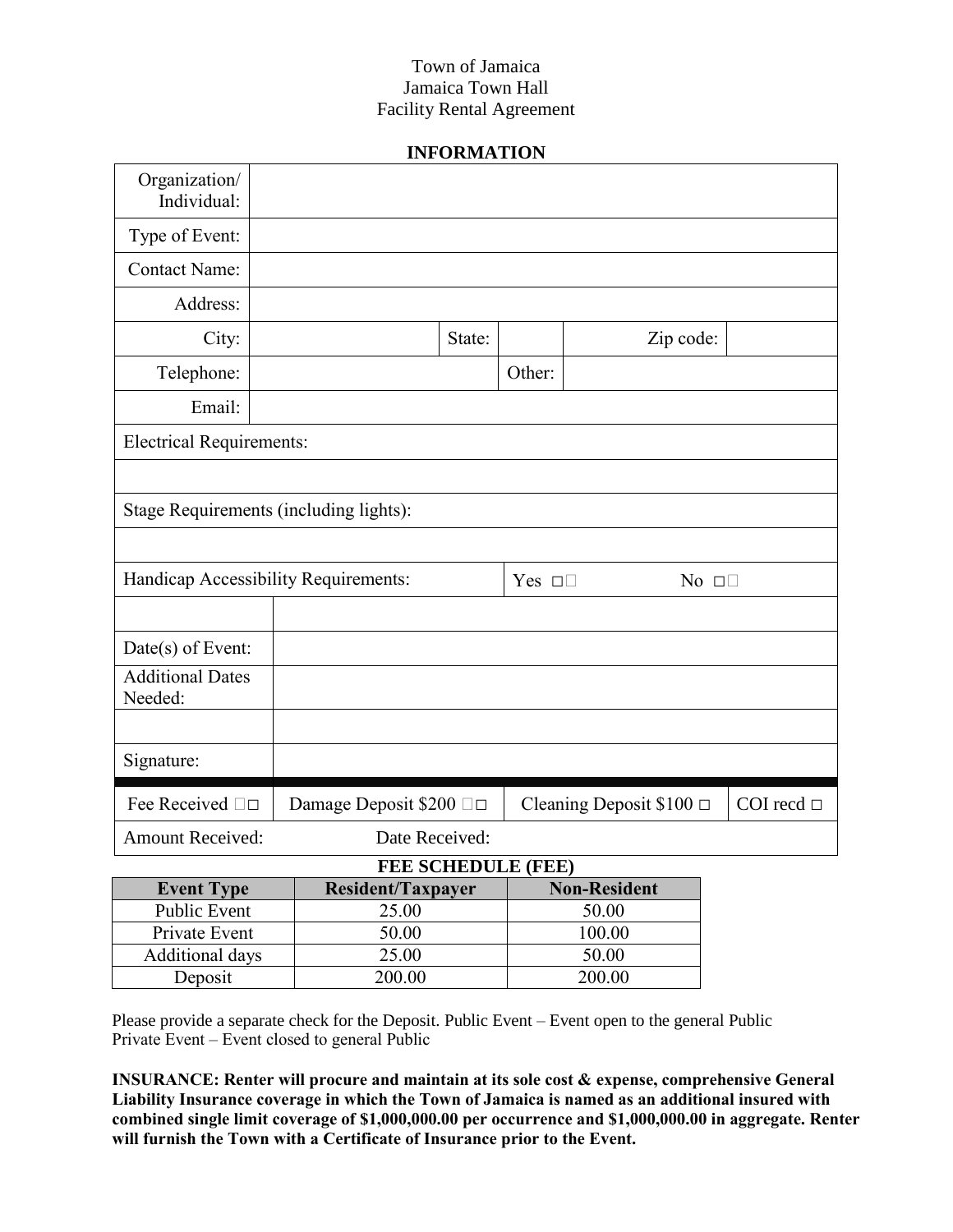Town of Jamaica
Jamaica Town Hall
Facility Rental Agreement

**INFORMATION**

| | | | | | |
|---|---|---|---|---|---|
| Organization/ Individual: | | | | | |
| Type of Event: | | | | | |
| Contact Name: | | | | | |
| Address: | | | | | |
| City: | | State: | | Zip code: | |
| Telephone: | | | Other: | | |
| Email: | | | | | |
| Electrical Requirements: | | | | | |
| | | | | | |
| Stage Requirements (including lights): | | | | | |
| | | | | | |
| Handicap Accessibility Requirements: | | | Yes ☐ | No ☐ | |
| | | | | | |
| Date(s) of Event: | | | | | |
| Additional Dates Needed: | | | | | |
| | | | | | |
| Signature: | | | | | |

| | | | |
|---|---|---|---|
| Fee Received ☐ | Damage Deposit $200 ☐ | Cleaning Deposit $100 ☐ | COI recd ☐ |
| Amount Received: | Date Received: | | |

**FEE SCHEDULE (FEE)**

| Event Type | Resident/Taxpayer | Non-Resident |
|---|---|---|
| Public Event | 25.00 | 50.00 |
| Private Event | 50.00 | 100.00 |
| Additional days | 25.00 | 50.00 |
| Deposit | 200.00 | 200.00 |

Please provide a separate check for the Deposit. Public Event – Event open to the general Public
Private Event – Event closed to general Public

**INSURANCE: Renter will procure and maintain at its sole cost & expense, comprehensive General Liability Insurance coverage in which the Town of Jamaica is named as an additional insured with combined single limit coverage of $1,000,000.00 per occurrence and $1,000,000.00 in aggregate. Renter will furnish the Town with a Certificate of Insurance prior to the Event.**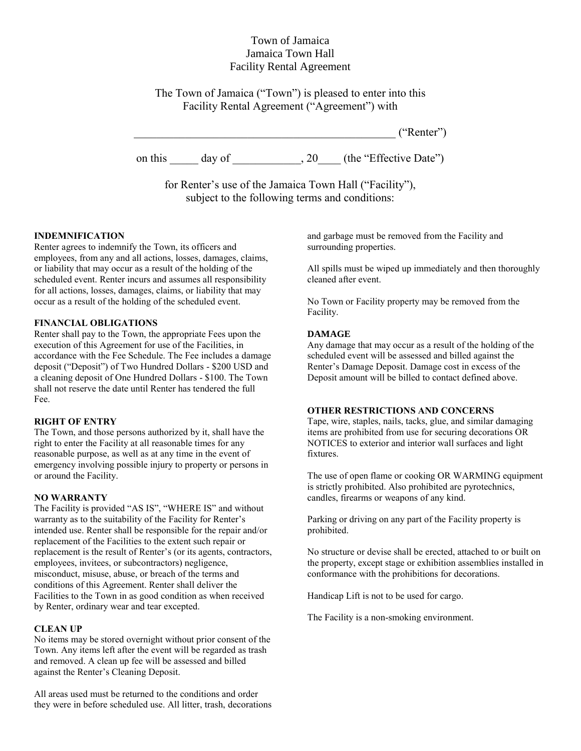# Town of Jamaica
# Jamaica Town Hall
# Facility Rental Agreement

The Town of Jamaica ("Town") is pleased to enter into this Facility Rental Agreement ("Agreement") with

_______________________________________________ ("Renter")

on this _____ day of ____________, 20____ (the "Effective Date")

for Renter's use of the Jamaica Town Hall ("Facility"), subject to the following terms and conditions:

**INDEMNIFICATION**
Renter agrees to indemnify the Town, its officers and employees, from any and all actions, losses, damages, claims, or liability that may occur as a result of the holding of the scheduled event. Renter incurs and assumes all responsibility for all actions, losses, damages, claims, or liability that may occur as a result of the holding of the scheduled event.

**FINANCIAL OBLIGATIONS**
Renter shall pay to the Town, the appropriate Fees upon the execution of this Agreement for use of the Facilities, in accordance with the Fee Schedule. The Fee includes a damage deposit ("Deposit") of Two Hundred Dollars - $200 USD and a cleaning deposit of One Hundred Dollars - $100. The Town shall not reserve the date until Renter has tendered the full Fee.

**RIGHT OF ENTRY**
The Town, and those persons authorized by it, shall have the right to enter the Facility at all reasonable times for any reasonable purpose, as well as at any time in the event of emergency involving possible injury to property or persons in or around the Facility.

**NO WARRANTY**
The Facility is provided "AS IS", "WHERE IS" and without warranty as to the suitability of the Facility for Renter's intended use. Renter shall be responsible for the repair and/or replacement of the Facilities to the extent such repair or replacement is the result of Renter's (or its agents, contractors, employees, invitees, or subcontractors) negligence, misconduct, misuse, abuse, or breach of the terms and conditions of this Agreement. Renter shall deliver the Facilities to the Town in as good condition as when received by Renter, ordinary wear and tear excepted.

**CLEAN UP**
No items may be stored overnight without prior consent of the Town. Any items left after the event will be regarded as trash and removed. A clean up fee will be assessed and billed against the Renter's Cleaning Deposit.

All areas used must be returned to the conditions and order they were in before scheduled use. All litter, trash, decorations and garbage must be removed from the Facility and surrounding properties.

All spills must be wiped up immediately and then thoroughly cleaned after event.

No Town or Facility property may be removed from the Facility.

**DAMAGE**
Any damage that may occur as a result of the holding of the scheduled event will be assessed and billed against the Renter's Damage Deposit. Damage cost in excess of the Deposit amount will be billed to contact defined above.

**OTHER RESTRICTIONS AND CONCERNS**
Tape, wire, staples, nails, tacks, glue, and similar damaging items are prohibited from use for securing decorations OR NOTICES to exterior and interior wall surfaces and light fixtures.

The use of open flame or cooking OR WARMING equipment is strictly prohibited. Also prohibited are pyrotechnics, candles, firearms or weapons of any kind.

Parking or driving on any part of the Facility property is prohibited.

No structure or devise shall be erected, attached to or built on the property, except stage or exhibition assemblies installed in conformance with the prohibitions for decorations.

Handicap Lift is not to be used for cargo.

The Facility is a non-smoking environment.